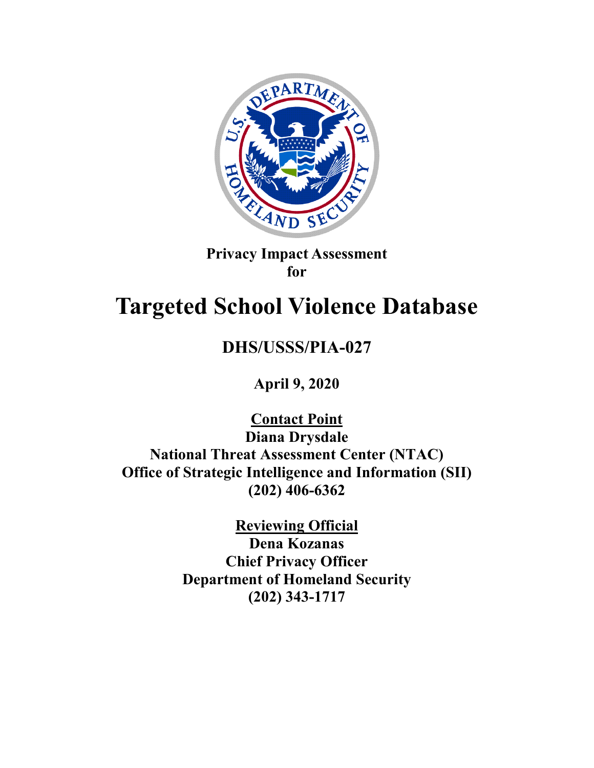**Privacy Impact Assessment**
**for**

# Targeted School Violence Database

## DHS/USSS/PIA-027

**April 9, 2020**

**Contact Point**
**Diana Drysdale**
**National Threat Assessment Center (NTAC)**
**Office of Strategic Intelligence and Information (SII)**
**(202) 406-6362**

**Reviewing Official**
**Dena Kozanas**
**Chief Privacy Officer**
**Department of Homeland Security**
**(202) 343-1717**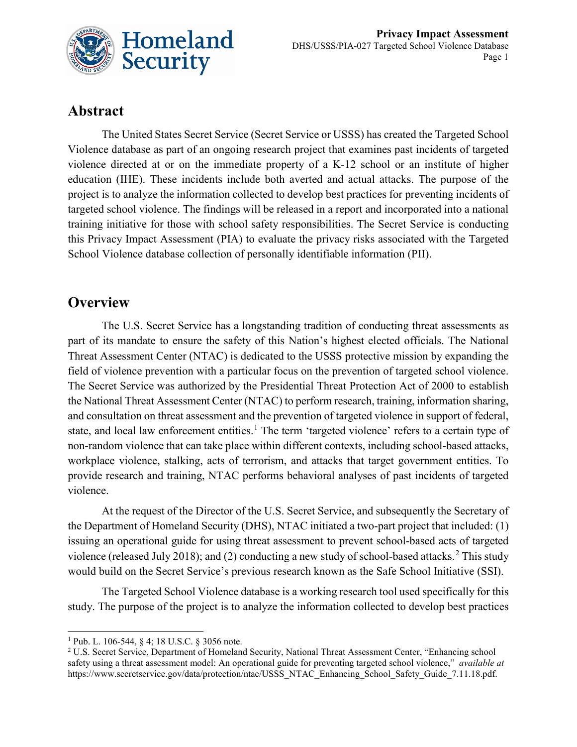## Abstract

The United States Secret Service (Secret Service or USSS) has created the Targeted School Violence database as part of an ongoing research project that examines past incidents of targeted violence directed at or on the immediate property of a K-12 school or an institute of higher education (IHE). These incidents include both averted and actual attacks. The purpose of the project is to analyze the information collected to develop best practices for preventing incidents of targeted school violence. The findings will be released in a report and incorporated into a national training initiative for those with school safety responsibilities. The Secret Service is conducting this Privacy Impact Assessment (PIA) to evaluate the privacy risks associated with the Targeted School Violence database collection of personally identifiable information (PII).

## Overview

The U.S. Secret Service has a longstanding tradition of conducting threat assessments as part of its mandate to ensure the safety of this Nation's highest elected officials. The National Threat Assessment Center (NTAC) is dedicated to the USSS protective mission by expanding the field of violence prevention with a particular focus on the prevention of targeted school violence. The Secret Service was authorized by the Presidential Threat Protection Act of 2000 to establish the National Threat Assessment Center (NTAC) to perform research, training, information sharing, and consultation on threat assessment and the prevention of targeted violence in support of federal, state, and local law enforcement entities.[1] The term 'targeted violence' refers to a certain type of non-random violence that can take place within different contexts, including school-based attacks, workplace violence, stalking, acts of terrorism, and attacks that target government entities. To provide research and training, NTAC performs behavioral analyses of past incidents of targeted violence.

At the request of the Director of the U.S. Secret Service, and subsequently the Secretary of the Department of Homeland Security (DHS), NTAC initiated a two-part project that included: (1) issuing an operational guide for using threat assessment to prevent school-based acts of targeted violence (released July 2018); and (2) conducting a new study of school-based attacks.[2] This study would build on the Secret Service's previous research known as the Safe School Initiative (SSI).

The Targeted School Violence database is a working research tool used specifically for this study. The purpose of the project is to analyze the information collected to develop best practices

---

[1] Pub. L. 106-544, § 4; 18 U.S.C. § 3056 note.

[2] U.S. Secret Service, Department of Homeland Security, National Threat Assessment Center, "Enhancing school safety using a threat assessment model: An operational guide for preventing targeted school violence," *available at* https://www.secretservice.gov/data/protection/ntac/USSS_NTAC_Enhancing_School_Safety_Guide_7.11.18.pdf.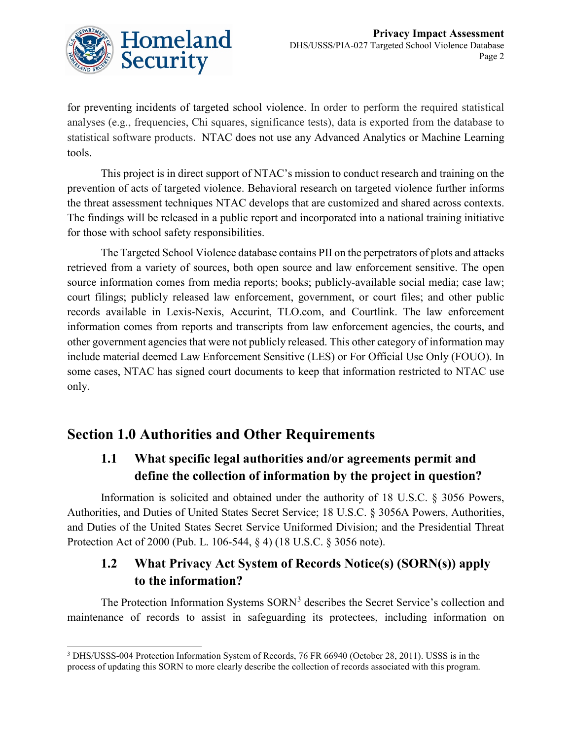for preventing incidents of targeted school violence. In order to perform the required statistical analyses (e.g., frequencies, Chi squares, significance tests), data is exported from the database to statistical software products. NTAC does not use any Advanced Analytics or Machine Learning tools.

This project is in direct support of NTAC's mission to conduct research and training on the prevention of acts of targeted violence. Behavioral research on targeted violence further informs the threat assessment techniques NTAC develops that are customized and shared across contexts. The findings will be released in a public report and incorporated into a national training initiative for those with school safety responsibilities.

The Targeted School Violence database contains PII on the perpetrators of plots and attacks retrieved from a variety of sources, both open source and law enforcement sensitive. The open source information comes from media reports; books; publicly-available social media; case law; court filings; publicly released law enforcement, government, or court files; and other public records available in Lexis-Nexis, Accurint, TLO.com, and Courtlink. The law enforcement information comes from reports and transcripts from law enforcement agencies, the courts, and other government agencies that were not publicly released. This other category of information may include material deemed Law Enforcement Sensitive (LES) or For Official Use Only (FOUO). In some cases, NTAC has signed court documents to keep that information restricted to NTAC use only.

## Section 1.0 Authorities and Other Requirements

### 1.1 What specific legal authorities and/or agreements permit and define the collection of information by the project in question?

Information is solicited and obtained under the authority of 18 U.S.C. § 3056 Powers, Authorities, and Duties of United States Secret Service; 18 U.S.C. § 3056A Powers, Authorities, and Duties of the United States Secret Service Uniformed Division; and the Presidential Threat Protection Act of 2000 (Pub. L. 106-544, § 4) (18 U.S.C. § 3056 note).

### 1.2 What Privacy Act System of Records Notice(s) (SORN(s)) apply to the information?

The Protection Information Systems SORN[3] describes the Secret Service's collection and maintenance of records to assist in safeguarding its protectees, including information on

[3] DHS/USSS-004 Protection Information System of Records, 76 FR 66940 (October 28, 2011). USSS is in the process of updating this SORN to more clearly describe the collection of records associated with this program.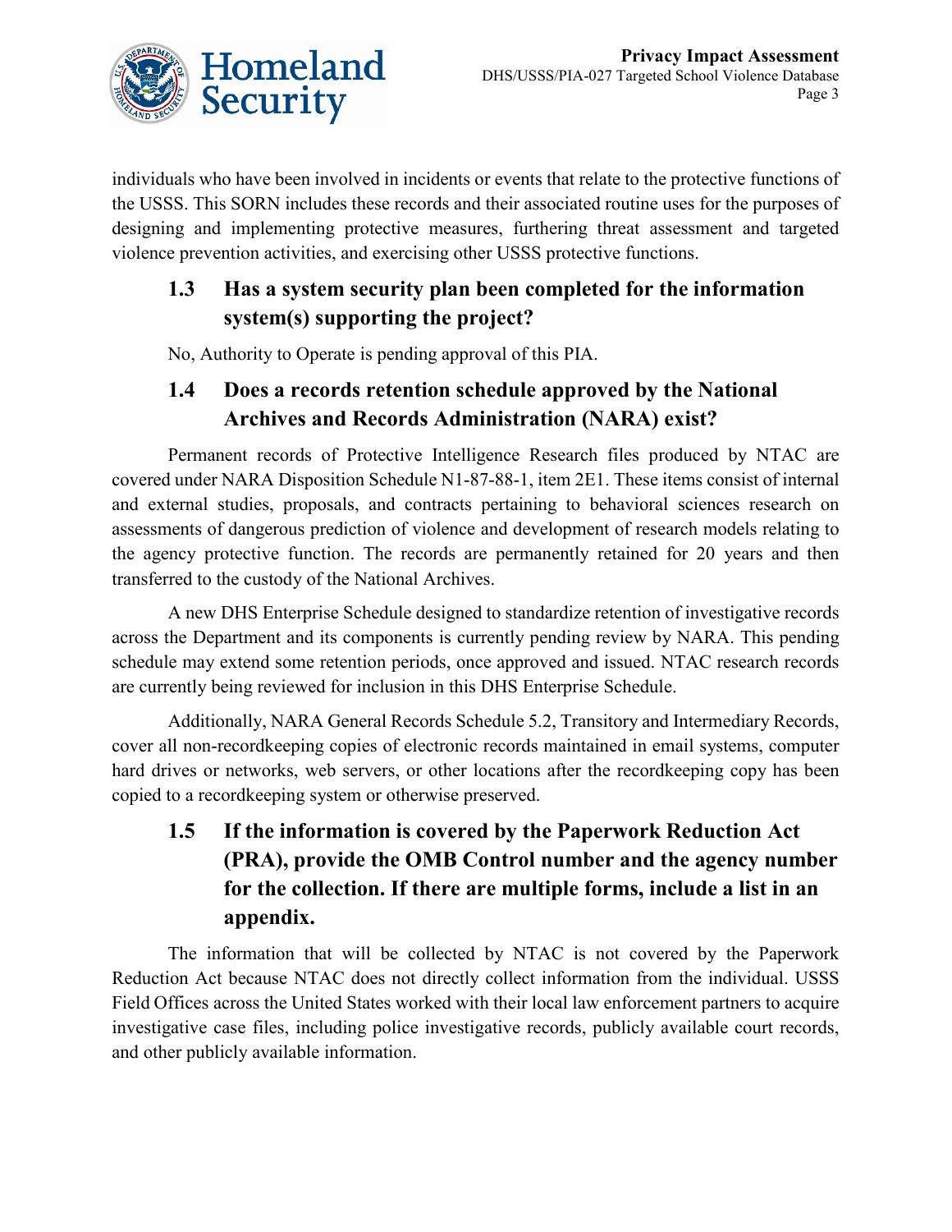individuals who have been involved in incidents or events that relate to the protective functions of the USSS. This SORN includes these records and their associated routine uses for the purposes of designing and implementing protective measures, furthering threat assessment and targeted violence prevention activities, and exercising other USSS protective functions.

### 1.3 Has a system security plan been completed for the information system(s) supporting the project?

No, Authority to Operate is pending approval of this PIA.

### 1.4 Does a records retention schedule approved by the National Archives and Records Administration (NARA) exist?

Permanent records of Protective Intelligence Research files produced by NTAC are covered under NARA Disposition Schedule N1-87-88-1, item 2E1. These items consist of internal and external studies, proposals, and contracts pertaining to behavioral sciences research on assessments of dangerous prediction of violence and development of research models relating to the agency protective function. The records are permanently retained for 20 years and then transferred to the custody of the National Archives.

A new DHS Enterprise Schedule designed to standardize retention of investigative records across the Department and its components is currently pending review by NARA. This pending schedule may extend some retention periods, once approved and issued. NTAC research records are currently being reviewed for inclusion in this DHS Enterprise Schedule.

Additionally, NARA General Records Schedule 5.2, Transitory and Intermediary Records, cover all non-recordkeeping copies of electronic records maintained in email systems, computer hard drives or networks, web servers, or other locations after the recordkeeping copy has been copied to a recordkeeping system or otherwise preserved.

### 1.5 If the information is covered by the Paperwork Reduction Act (PRA), provide the OMB Control number and the agency number for the collection. If there are multiple forms, include a list in an appendix.

The information that will be collected by NTAC is not covered by the Paperwork Reduction Act because NTAC does not directly collect information from the individual. USSS Field Offices across the United States worked with their local law enforcement partners to acquire investigative case files, including police investigative records, publicly available court records, and other publicly available information.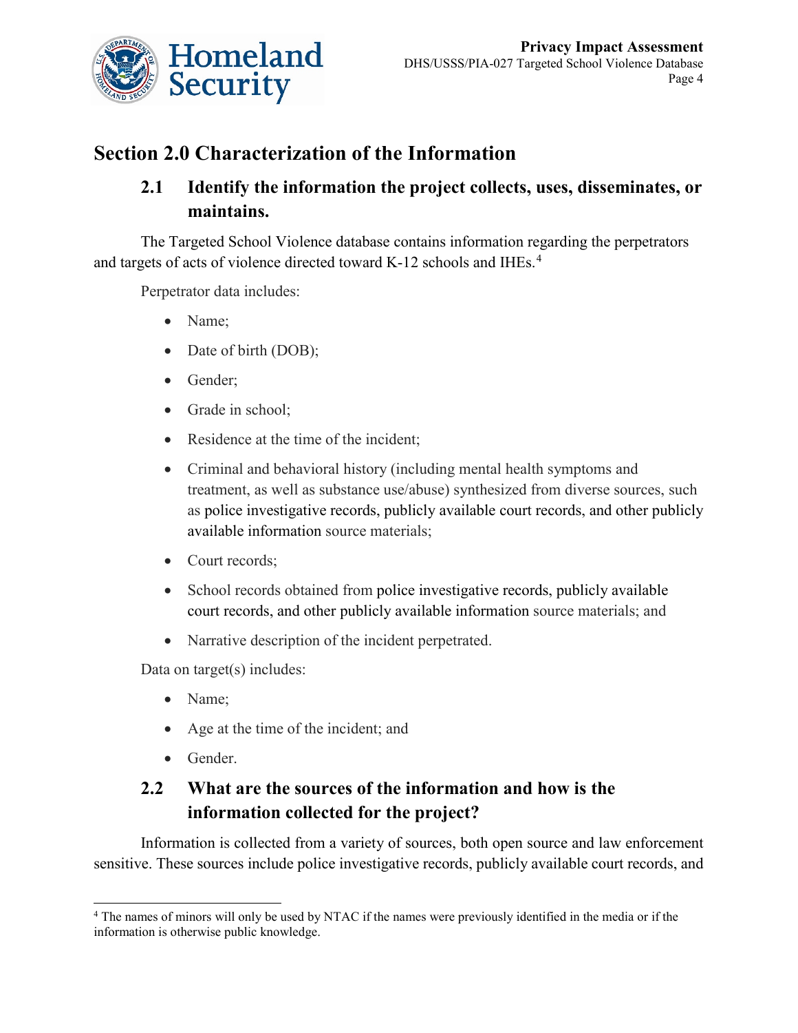# Section 2.0 Characterization of the Information

## 2.1 Identify the information the project collects, uses, disseminates, or maintains.

The Targeted School Violence database contains information regarding the perpetrators and targets of acts of violence directed toward K-12 schools and IHEs.[4]

Perpetrator data includes:

- Name;
- Date of birth (DOB);
- Gender;
- Grade in school;
- Residence at the time of the incident;
- Criminal and behavioral history (including mental health symptoms and treatment, as well as substance use/abuse) synthesized from diverse sources, such as police investigative records, publicly available court records, and other publicly available information source materials;
- Court records;
- School records obtained from police investigative records, publicly available court records, and other publicly available information source materials; and
- Narrative description of the incident perpetrated.

Data on target(s) includes:

- Name;
- Age at the time of the incident; and
- Gender.

## 2.2 What are the sources of the information and how is the information collected for the project?

Information is collected from a variety of sources, both open source and law enforcement sensitive. These sources include police investigative records, publicly available court records, and

[4] The names of minors will only be used by NTAC if the names were previously identified in the media or if the information is otherwise public knowledge.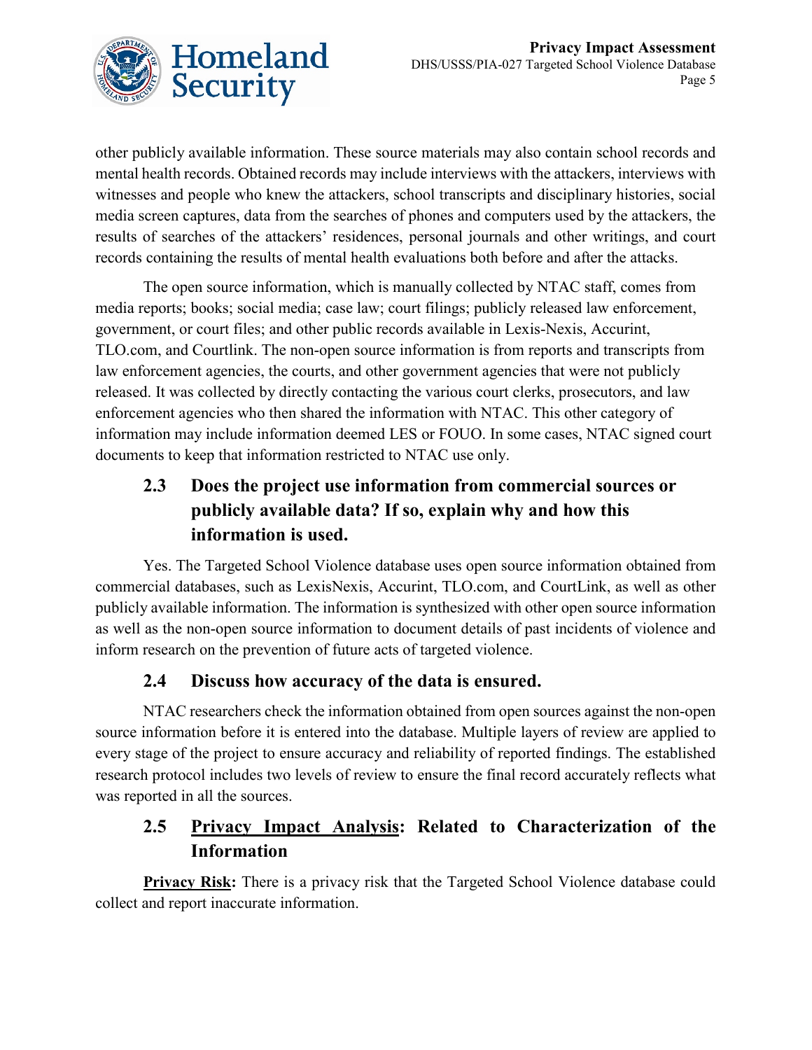other publicly available information. These source materials may also contain school records and mental health records. Obtained records may include interviews with the attackers, interviews with witnesses and people who knew the attackers, school transcripts and disciplinary histories, social media screen captures, data from the searches of phones and computers used by the attackers, the results of searches of the attackers' residences, personal journals and other writings, and court records containing the results of mental health evaluations both before and after the attacks.

The open source information, which is manually collected by NTAC staff, comes from media reports; books; social media; case law; court filings; publicly released law enforcement, government, or court files; and other public records available in Lexis-Nexis, Accurint, TLO.com, and Courtlink. The non-open source information is from reports and transcripts from law enforcement agencies, the courts, and other government agencies that were not publicly released. It was collected by directly contacting the various court clerks, prosecutors, and law enforcement agencies who then shared the information with NTAC. This other category of information may include information deemed LES or FOUO. In some cases, NTAC signed court documents to keep that information restricted to NTAC use only.

### 2.3 Does the project use information from commercial sources or publicly available data? If so, explain why and how this information is used.

Yes. The Targeted School Violence database uses open source information obtained from commercial databases, such as LexisNexis, Accurint, TLO.com, and CourtLink, as well as other publicly available information. The information is synthesized with other open source information as well as the non-open source information to document details of past incidents of violence and inform research on the prevention of future acts of targeted violence.

### 2.4 Discuss how accuracy of the data is ensured.

NTAC researchers check the information obtained from open sources against the non-open source information before it is entered into the database. Multiple layers of review are applied to every stage of the project to ensure accuracy and reliability of reported findings. The established research protocol includes two levels of review to ensure the final record accurately reflects what was reported in all the sources.

### 2.5 Privacy Impact Analysis: Related to Characterization of the Information

**Privacy Risk:** There is a privacy risk that the Targeted School Violence database could collect and report inaccurate information.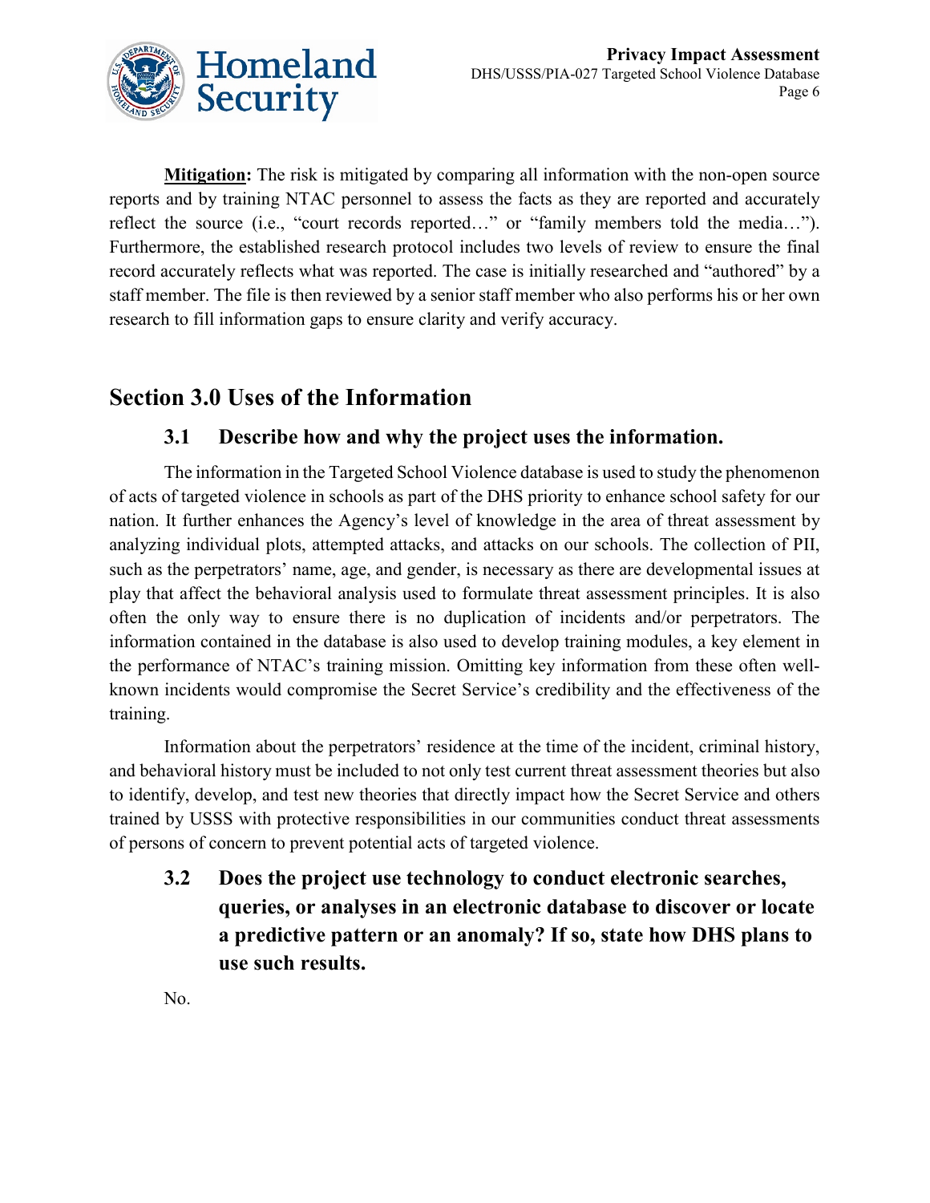**Mitigation:** The risk is mitigated by comparing all information with the non-open source reports and by training NTAC personnel to assess the facts as they are reported and accurately reflect the source (i.e., "court records reported…" or "family members told the media…"). Furthermore, the established research protocol includes two levels of review to ensure the final record accurately reflects what was reported. The case is initially researched and "authored" by a staff member. The file is then reviewed by a senior staff member who also performs his or her own research to fill information gaps to ensure clarity and verify accuracy.

## Section 3.0 Uses of the Information

### 3.1 Describe how and why the project uses the information.

The information in the Targeted School Violence database is used to study the phenomenon of acts of targeted violence in schools as part of the DHS priority to enhance school safety for our nation. It further enhances the Agency's level of knowledge in the area of threat assessment by analyzing individual plots, attempted attacks, and attacks on our schools. The collection of PII, such as the perpetrators' name, age, and gender, is necessary as there are developmental issues at play that affect the behavioral analysis used to formulate threat assessment principles. It is also often the only way to ensure there is no duplication of incidents and/or perpetrators. The information contained in the database is also used to develop training modules, a key element in the performance of NTAC's training mission. Omitting key information from these often well-known incidents would compromise the Secret Service's credibility and the effectiveness of the training.

Information about the perpetrators' residence at the time of the incident, criminal history, and behavioral history must be included to not only test current threat assessment theories but also to identify, develop, and test new theories that directly impact how the Secret Service and others trained by USSS with protective responsibilities in our communities conduct threat assessments of persons of concern to prevent potential acts of targeted violence.

### 3.2 Does the project use technology to conduct electronic searches, queries, or analyses in an electronic database to discover or locate a predictive pattern or an anomaly? If so, state how DHS plans to use such results.

No.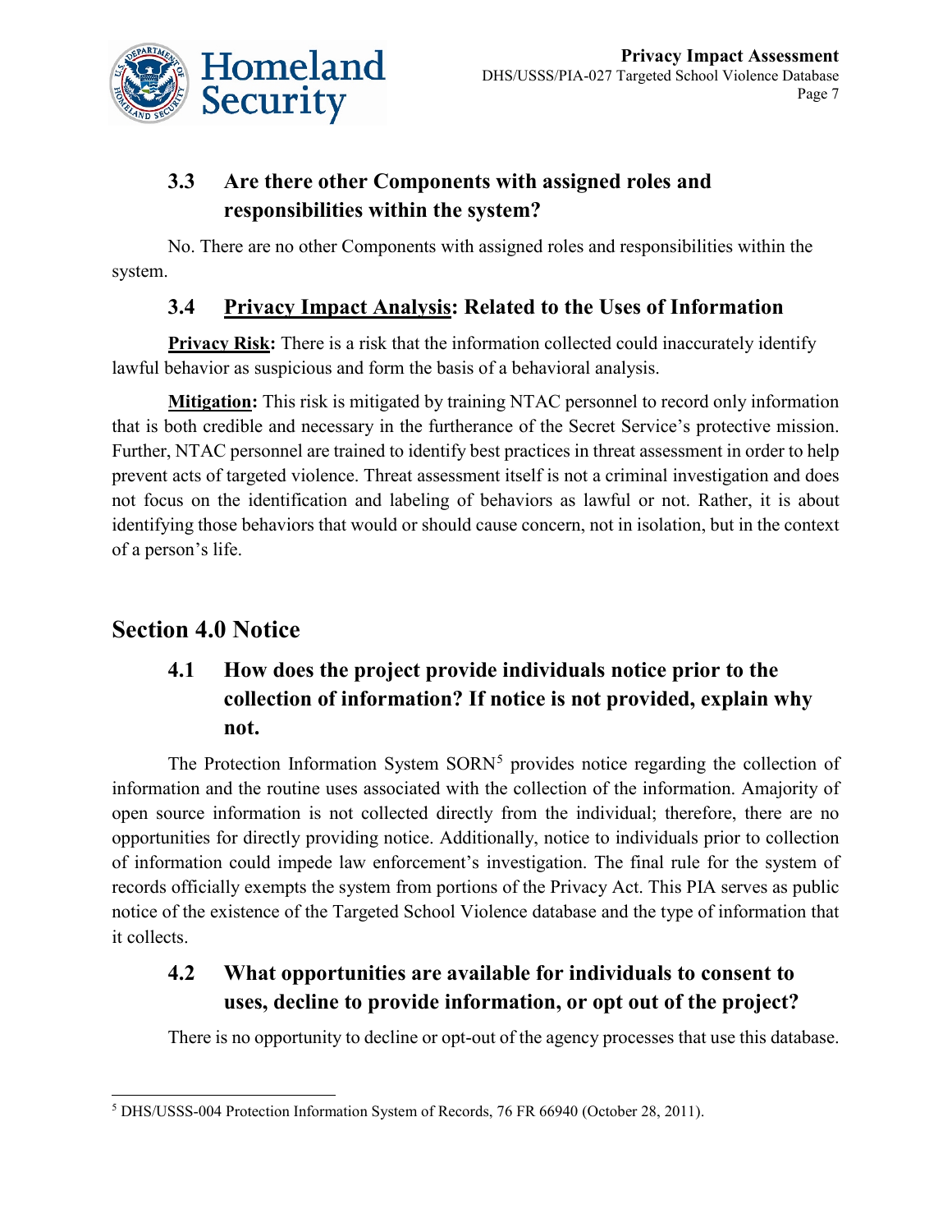### 3.3 Are there other Components with assigned roles and responsibilities within the system?

No. There are no other Components with assigned roles and responsibilities within the system.

### 3.4 Privacy Impact Analysis: Related to the Uses of Information

**Privacy Risk:** There is a risk that the information collected could inaccurately identify lawful behavior as suspicious and form the basis of a behavioral analysis.

**Mitigation:** This risk is mitigated by training NTAC personnel to record only information that is both credible and necessary in the furtherance of the Secret Service's protective mission. Further, NTAC personnel are trained to identify best practices in threat assessment in order to help prevent acts of targeted violence. Threat assessment itself is not a criminal investigation and does not focus on the identification and labeling of behaviors as lawful or not. Rather, it is about identifying those behaviors that would or should cause concern, not in isolation, but in the context of a person's life.

## Section 4.0 Notice

### 4.1 How does the project provide individuals notice prior to the collection of information? If notice is not provided, explain why not.

The Protection Information System SORN[5] provides notice regarding the collection of information and the routine uses associated with the collection of the information. Amajority of open source information is not collected directly from the individual; therefore, there are no opportunities for directly providing notice. Additionally, notice to individuals prior to collection of information could impede law enforcement's investigation. The final rule for the system of records officially exempts the system from portions of the Privacy Act. This PIA serves as public notice of the existence of the Targeted School Violence database and the type of information that it collects.

### 4.2 What opportunities are available for individuals to consent to uses, decline to provide information, or opt out of the project?

There is no opportunity to decline or opt-out of the agency processes that use this database.

---

[5] DHS/USSS-004 Protection Information System of Records, 76 FR 66940 (October 28, 2011).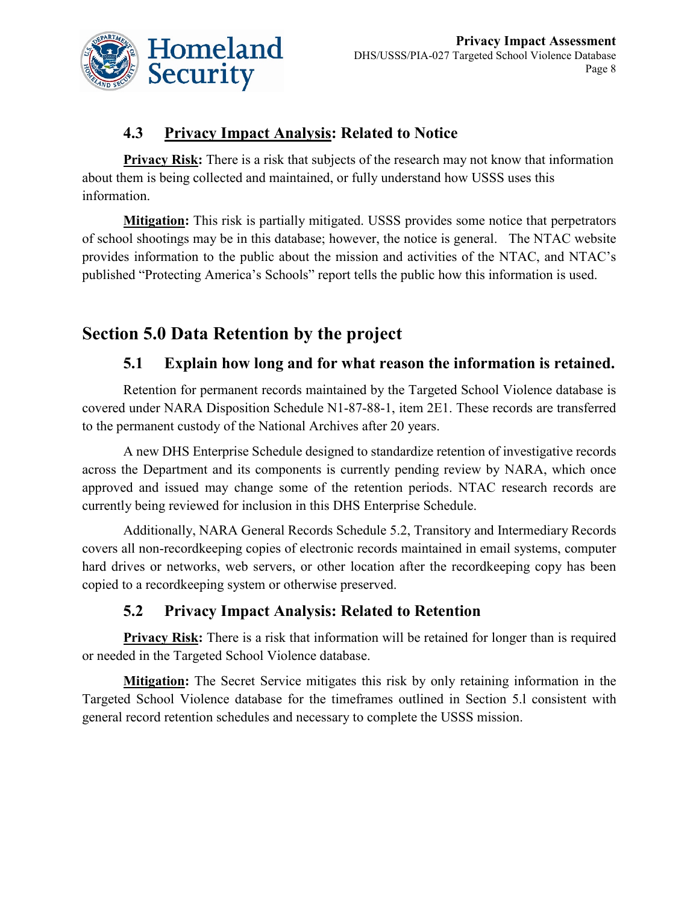### 4.3 Privacy Impact Analysis: Related to Notice

**Privacy Risk:** There is a risk that subjects of the research may not know that information about them is being collected and maintained, or fully understand how USSS uses this information.

**Mitigation:** This risk is partially mitigated. USSS provides some notice that perpetrators of school shootings may be in this database; however, the notice is general. The NTAC website provides information to the public about the mission and activities of the NTAC, and NTAC's published "Protecting America's Schools" report tells the public how this information is used.

## Section 5.0 Data Retention by the project

### 5.1 Explain how long and for what reason the information is retained.

Retention for permanent records maintained by the Targeted School Violence database is covered under NARA Disposition Schedule N1-87-88-1, item 2E1. These records are transferred to the permanent custody of the National Archives after 20 years.

A new DHS Enterprise Schedule designed to standardize retention of investigative records across the Department and its components is currently pending review by NARA, which once approved and issued may change some of the retention periods. NTAC research records are currently being reviewed for inclusion in this DHS Enterprise Schedule.

Additionally, NARA General Records Schedule 5.2, Transitory and Intermediary Records covers all non-recordkeeping copies of electronic records maintained in email systems, computer hard drives or networks, web servers, or other location after the recordkeeping copy has been copied to a recordkeeping system or otherwise preserved.

### 5.2 Privacy Impact Analysis: Related to Retention

**Privacy Risk:** There is a risk that information will be retained for longer than is required or needed in the Targeted School Violence database.

**Mitigation:** The Secret Service mitigates this risk by only retaining information in the Targeted School Violence database for the timeframes outlined in Section 5.1 consistent with general record retention schedules and necessary to complete the USSS mission.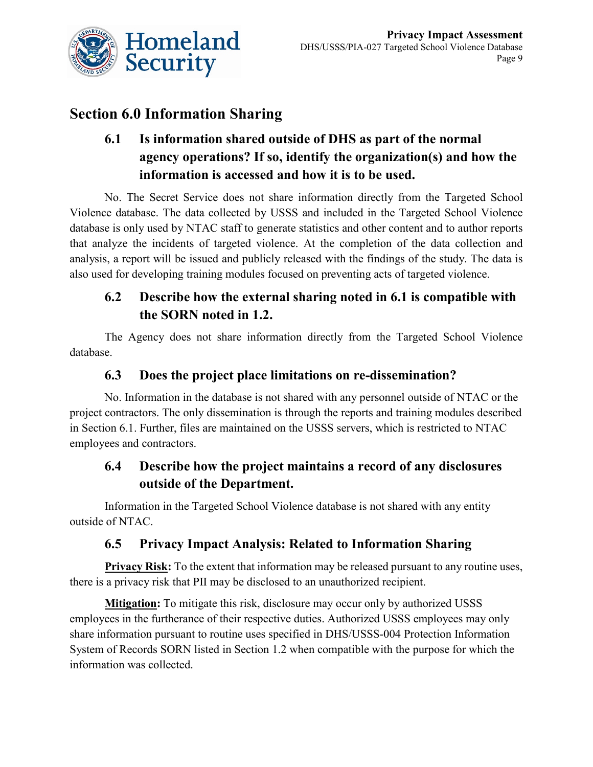## Section 6.0 Information Sharing

### 6.1 Is information shared outside of DHS as part of the normal agency operations? If so, identify the organization(s) and how the information is accessed and how it is to be used.

No. The Secret Service does not share information directly from the Targeted School Violence database. The data collected by USSS and included in the Targeted School Violence database is only used by NTAC staff to generate statistics and other content and to author reports that analyze the incidents of targeted violence. At the completion of the data collection and analysis, a report will be issued and publicly released with the findings of the study. The data is also used for developing training modules focused on preventing acts of targeted violence.

### 6.2 Describe how the external sharing noted in 6.1 is compatible with the SORN noted in 1.2.

The Agency does not share information directly from the Targeted School Violence database.

### 6.3 Does the project place limitations on re-dissemination?

No. Information in the database is not shared with any personnel outside of NTAC or the project contractors. The only dissemination is through the reports and training modules described in Section 6.1. Further, files are maintained on the USSS servers, which is restricted to NTAC employees and contractors.

### 6.4 Describe how the project maintains a record of any disclosures outside of the Department.

Information in the Targeted School Violence database is not shared with any entity outside of NTAC.

### 6.5 Privacy Impact Analysis: Related to Information Sharing

**Privacy Risk:** To the extent that information may be released pursuant to any routine uses, there is a privacy risk that PII may be disclosed to an unauthorized recipient.

**Mitigation:** To mitigate this risk, disclosure may occur only by authorized USSS employees in the furtherance of their respective duties. Authorized USSS employees may only share information pursuant to routine uses specified in DHS/USSS-004 Protection Information System of Records SORN listed in Section 1.2 when compatible with the purpose for which the information was collected.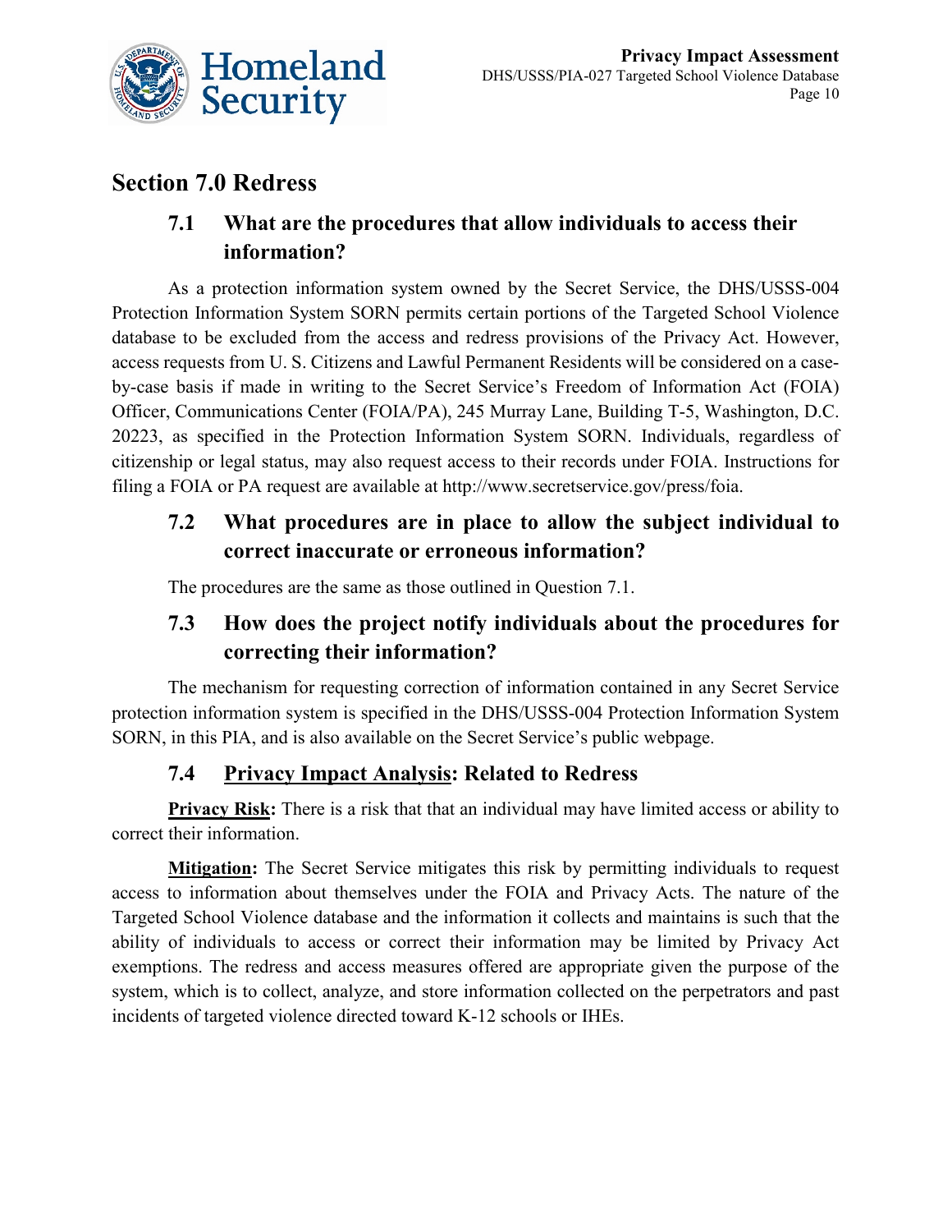## Section 7.0 Redress

### 7.1 What are the procedures that allow individuals to access their information?

As a protection information system owned by the Secret Service, the DHS/USSS-004 Protection Information System SORN permits certain portions of the Targeted School Violence database to be excluded from the access and redress provisions of the Privacy Act. However, access requests from U. S. Citizens and Lawful Permanent Residents will be considered on a case-by-case basis if made in writing to the Secret Service's Freedom of Information Act (FOIA) Officer, Communications Center (FOIA/PA), 245 Murray Lane, Building T-5, Washington, D.C. 20223, as specified in the Protection Information System SORN. Individuals, regardless of citizenship or legal status, may also request access to their records under FOIA. Instructions for filing a FOIA or PA request are available at http://www.secretservice.gov/press/foia.

### 7.2 What procedures are in place to allow the subject individual to correct inaccurate or erroneous information?

The procedures are the same as those outlined in Question 7.1.

### 7.3 How does the project notify individuals about the procedures for correcting their information?

The mechanism for requesting correction of information contained in any Secret Service protection information system is specified in the DHS/USSS-004 Protection Information System SORN, in this PIA, and is also available on the Secret Service's public webpage.

### 7.4 Privacy Impact Analysis: Related to Redress

**Privacy Risk:** There is a risk that that an individual may have limited access or ability to correct their information.

**Mitigation:** The Secret Service mitigates this risk by permitting individuals to request access to information about themselves under the FOIA and Privacy Acts. The nature of the Targeted School Violence database and the information it collects and maintains is such that the ability of individuals to access or correct their information may be limited by Privacy Act exemptions. The redress and access measures offered are appropriate given the purpose of the system, which is to collect, analyze, and store information collected on the perpetrators and past incidents of targeted violence directed toward K-12 schools or IHEs.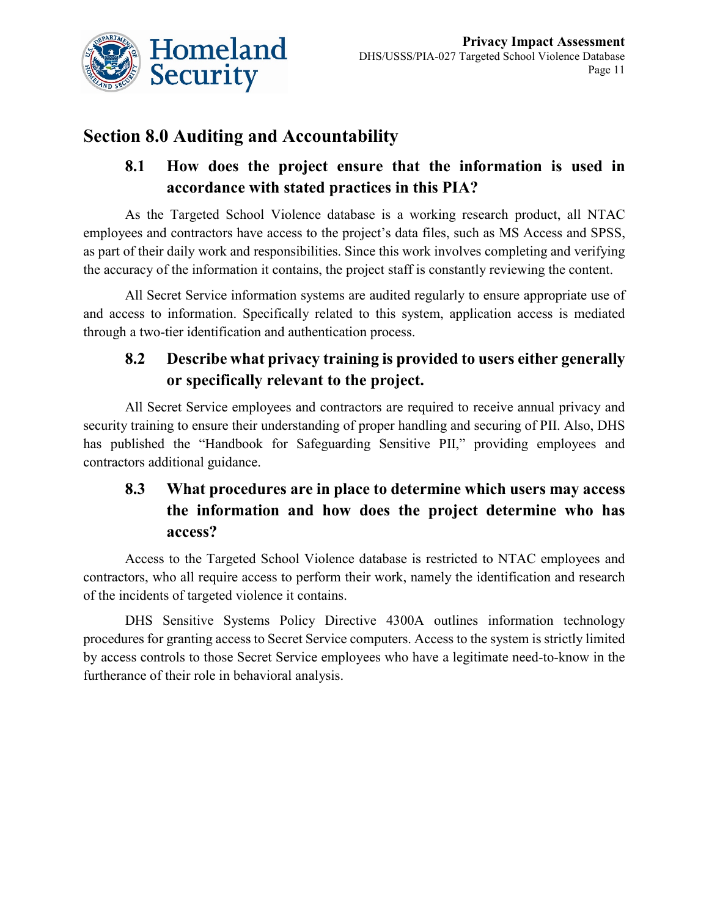## Section 8.0 Auditing and Accountability

### 8.1 How does the project ensure that the information is used in accordance with stated practices in this PIA?

As the Targeted School Violence database is a working research product, all NTAC employees and contractors have access to the project's data files, such as MS Access and SPSS, as part of their daily work and responsibilities. Since this work involves completing and verifying the accuracy of the information it contains, the project staff is constantly reviewing the content.

All Secret Service information systems are audited regularly to ensure appropriate use of and access to information. Specifically related to this system, application access is mediated through a two-tier identification and authentication process.

### 8.2 Describe what privacy training is provided to users either generally or specifically relevant to the project.

All Secret Service employees and contractors are required to receive annual privacy and security training to ensure their understanding of proper handling and securing of PII. Also, DHS has published the "Handbook for Safeguarding Sensitive PII," providing employees and contractors additional guidance.

### 8.3 What procedures are in place to determine which users may access the information and how does the project determine who has access?

Access to the Targeted School Violence database is restricted to NTAC employees and contractors, who all require access to perform their work, namely the identification and research of the incidents of targeted violence it contains.

DHS Sensitive Systems Policy Directive 4300A outlines information technology procedures for granting access to Secret Service computers. Access to the system is strictly limited by access controls to those Secret Service employees who have a legitimate need-to-know in the furtherance of their role in behavioral analysis.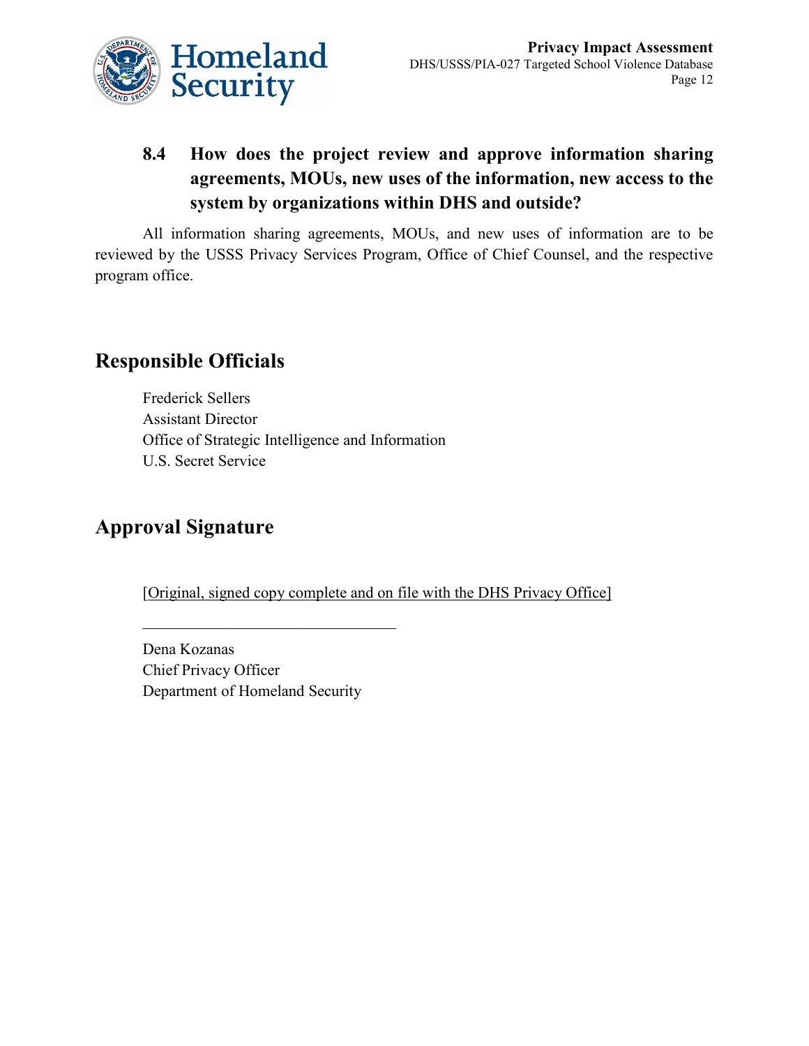### 8.4 How does the project review and approve information sharing agreements, MOUs, new uses of the information, new access to the system by organizations within DHS and outside?

All information sharing agreements, MOUs, and new uses of information are to be reviewed by the USSS Privacy Services Program, Office of Chief Counsel, and the respective program office.

## Responsible Officials

Frederick Sellers
Assistant Director
Office of Strategic Intelligence and Information
U.S. Secret Service

## Approval Signature

[Original, signed copy complete and on file with the DHS Privacy Office]

________________________________

Dena Kozanas
Chief Privacy Officer
Department of Homeland Security